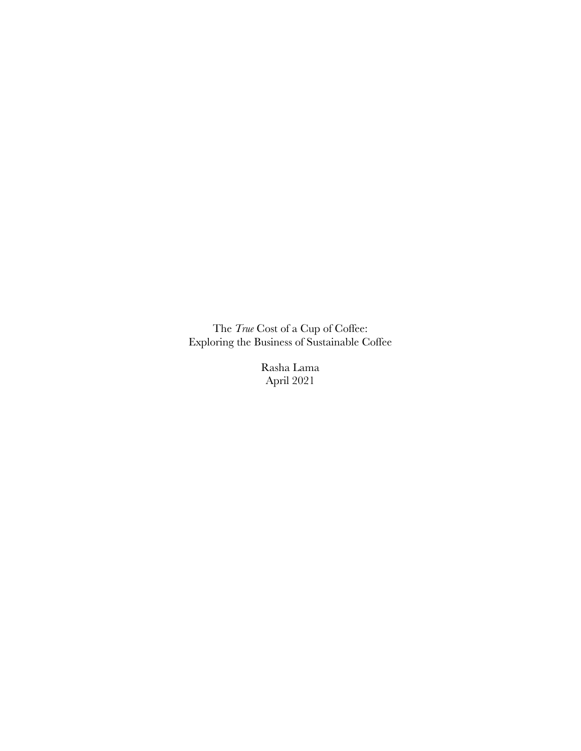# The *True* Cost of a Cup of Coffee:
## Exploring the Business of Sustainable Coffee

Rasha Lama

April 2021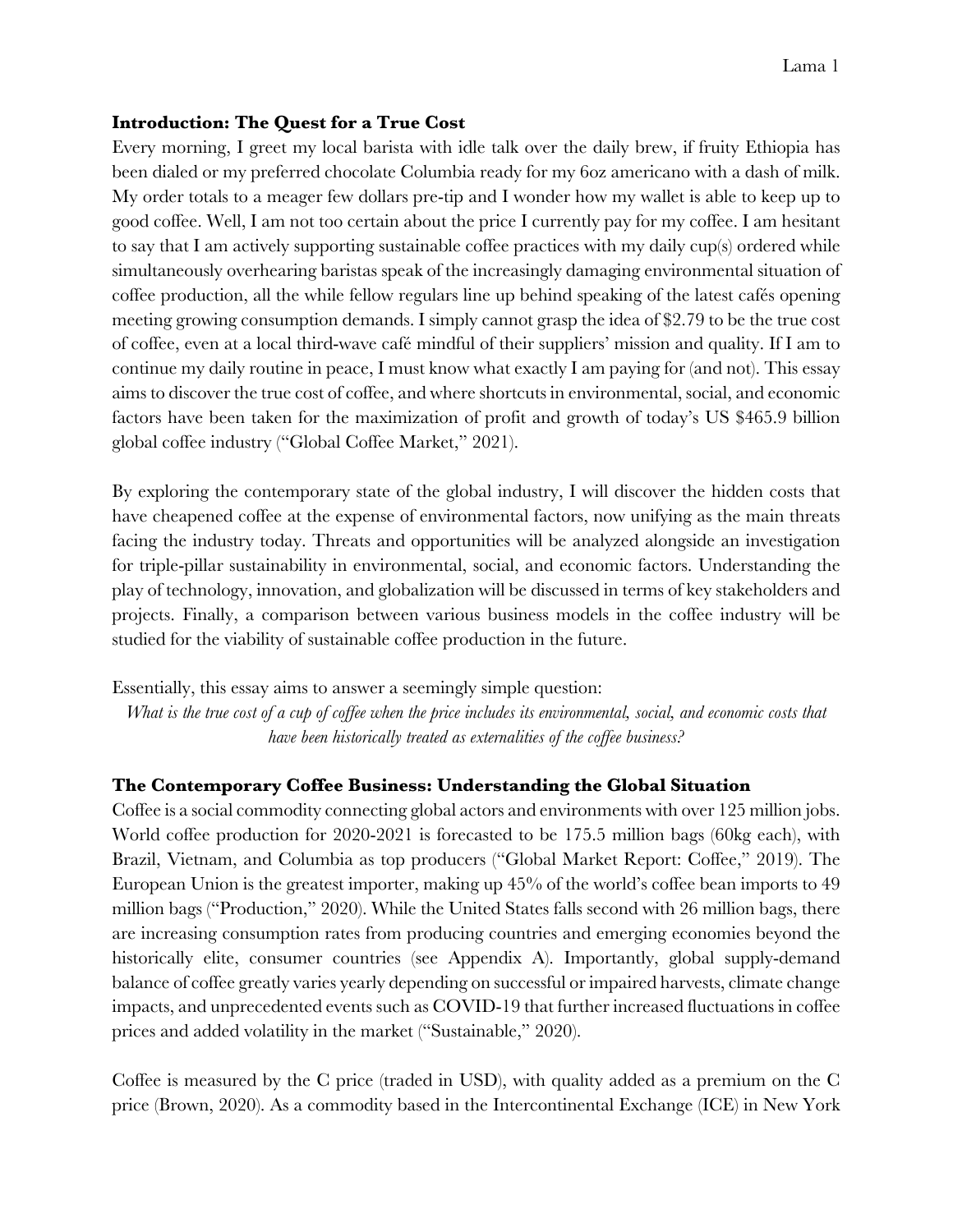## Introduction: The Quest for a True Cost

Every morning, I greet my local barista with idle talk over the daily brew, if fruity Ethiopia has been dialed or my preferred chocolate Columbia ready for my 6oz americano with a dash of milk. My order totals to a meager few dollars pre-tip and I wonder how my wallet is able to keep up to good coffee. Well, I am not too certain about the price I currently pay for my coffee. I am hesitant to say that I am actively supporting sustainable coffee practices with my daily cup(s) ordered while simultaneously overhearing baristas speak of the increasingly damaging environmental situation of coffee production, all the while fellow regulars line up behind speaking of the latest cafés opening meeting growing consumption demands. I simply cannot grasp the idea of $2.79 to be the true cost of coffee, even at a local third-wave café mindful of their suppliers' mission and quality. If I am to continue my daily routine in peace, I must know what exactly I am paying for (and not). This essay aims to discover the true cost of coffee, and where shortcuts in environmental, social, and economic factors have been taken for the maximization of profit and growth of today's US $465.9 billion global coffee industry ("Global Coffee Market," 2021).

By exploring the contemporary state of the global industry, I will discover the hidden costs that have cheapened coffee at the expense of environmental factors, now unifying as the main threats facing the industry today. Threats and opportunities will be analyzed alongside an investigation for triple-pillar sustainability in environmental, social, and economic factors. Understanding the play of technology, innovation, and globalization will be discussed in terms of key stakeholders and projects. Finally, a comparison between various business models in the coffee industry will be studied for the viability of sustainable coffee production in the future.

Essentially, this essay aims to answer a seemingly simple question:

*What is the true cost of a cup of coffee when the price includes its environmental, social, and economic costs that have been historically treated as externalities of the coffee business?*

## The Contemporary Coffee Business: Understanding the Global Situation

Coffee is a social commodity connecting global actors and environments with over 125 million jobs. World coffee production for 2020-2021 is forecasted to be 175.5 million bags (60kg each), with Brazil, Vietnam, and Columbia as top producers ("Global Market Report: Coffee," 2019). The European Union is the greatest importer, making up 45% of the world's coffee bean imports to 49 million bags ("Production," 2020). While the United States falls second with 26 million bags, there are increasing consumption rates from producing countries and emerging economies beyond the historically elite, consumer countries (see Appendix A). Importantly, global supply-demand balance of coffee greatly varies yearly depending on successful or impaired harvests, climate change impacts, and unprecedented events such as COVID-19 that further increased fluctuations in coffee prices and added volatility in the market ("Sustainable," 2020).

Coffee is measured by the C price (traded in USD), with quality added as a premium on the C price (Brown, 2020). As a commodity based in the Intercontinental Exchange (ICE) in New York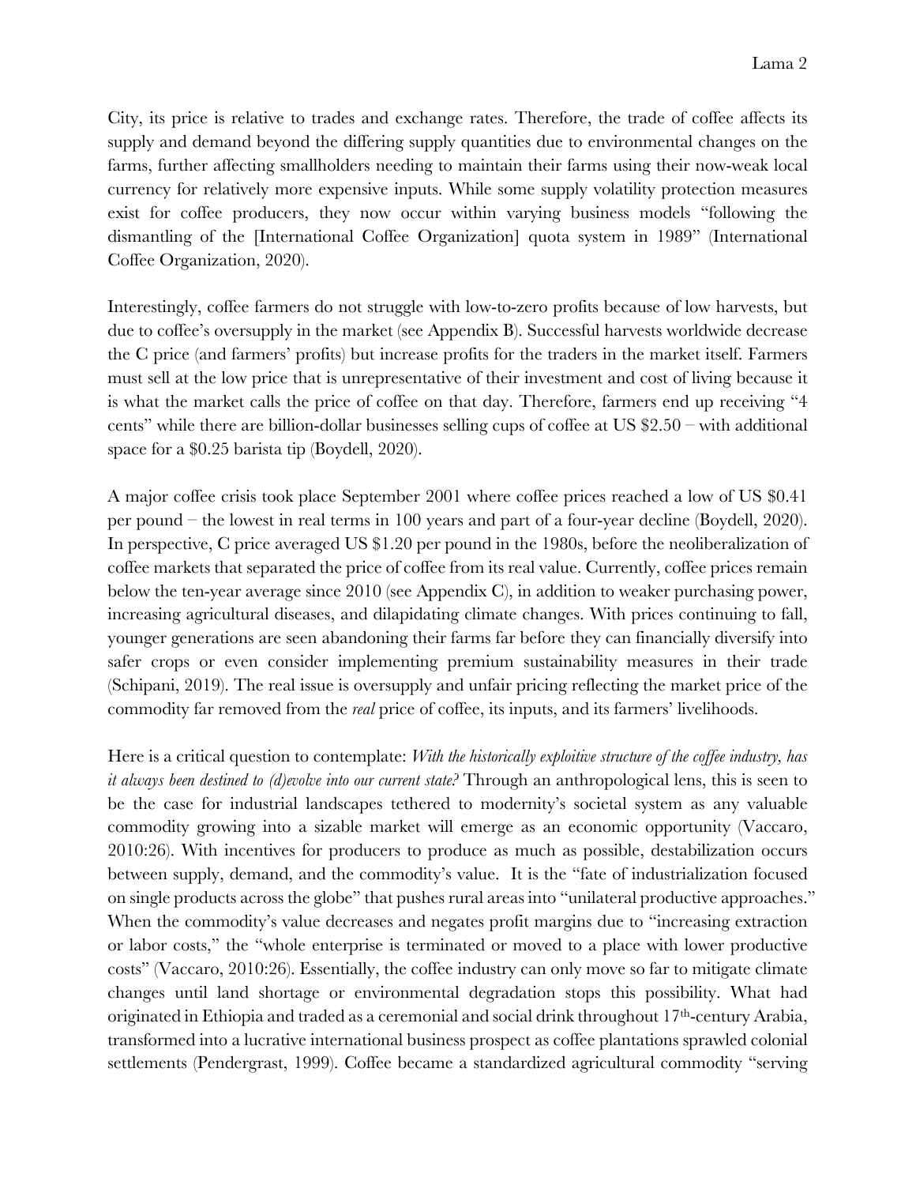City, its price is relative to trades and exchange rates. Therefore, the trade of coffee affects its supply and demand beyond the differing supply quantities due to environmental changes on the farms, further affecting smallholders needing to maintain their farms using their now-weak local currency for relatively more expensive inputs. While some supply volatility protection measures exist for coffee producers, they now occur within varying business models "following the dismantling of the [International Coffee Organization] quota system in 1989" (International Coffee Organization, 2020).

Interestingly, coffee farmers do not struggle with low-to-zero profits because of low harvests, but due to coffee's oversupply in the market (see Appendix B). Successful harvests worldwide decrease the C price (and farmers' profits) but increase profits for the traders in the market itself. Farmers must sell at the low price that is unrepresentative of their investment and cost of living because it is what the market calls the price of coffee on that day. Therefore, farmers end up receiving "4 cents" while there are billion-dollar businesses selling cups of coffee at US $2.50 – with additional space for a $0.25 barista tip (Boydell, 2020).

A major coffee crisis took place September 2001 where coffee prices reached a low of US $0.41 per pound – the lowest in real terms in 100 years and part of a four-year decline (Boydell, 2020). In perspective, C price averaged US $1.20 per pound in the 1980s, before the neoliberalization of coffee markets that separated the price of coffee from its real value. Currently, coffee prices remain below the ten-year average since 2010 (see Appendix C), in addition to weaker purchasing power, increasing agricultural diseases, and dilapidating climate changes. With prices continuing to fall, younger generations are seen abandoning their farms far before they can financially diversify into safer crops or even consider implementing premium sustainability measures in their trade (Schipani, 2019). The real issue is oversupply and unfair pricing reflecting the market price of the commodity far removed from the *real* price of coffee, its inputs, and its farmers' livelihoods.

Here is a critical question to contemplate: *With the historically exploitive structure of the coffee industry, has it always been destined to (d)evolve into our current state?* Through an anthropological lens, this is seen to be the case for industrial landscapes tethered to modernity's societal system as any valuable commodity growing into a sizable market will emerge as an economic opportunity (Vaccaro, 2010:26). With incentives for producers to produce as much as possible, destabilization occurs between supply, demand, and the commodity's value. It is the "fate of industrialization focused on single products across the globe" that pushes rural areas into "unilateral productive approaches." When the commodity's value decreases and negates profit margins due to "increasing extraction or labor costs," the "whole enterprise is terminated or moved to a place with lower productive costs" (Vaccaro, 2010:26). Essentially, the coffee industry can only move so far to mitigate climate changes until land shortage or environmental degradation stops this possibility. What had originated in Ethiopia and traded as a ceremonial and social drink throughout 17th-century Arabia, transformed into a lucrative international business prospect as coffee plantations sprawled colonial settlements (Pendergrast, 1999). Coffee became a standardized agricultural commodity "serving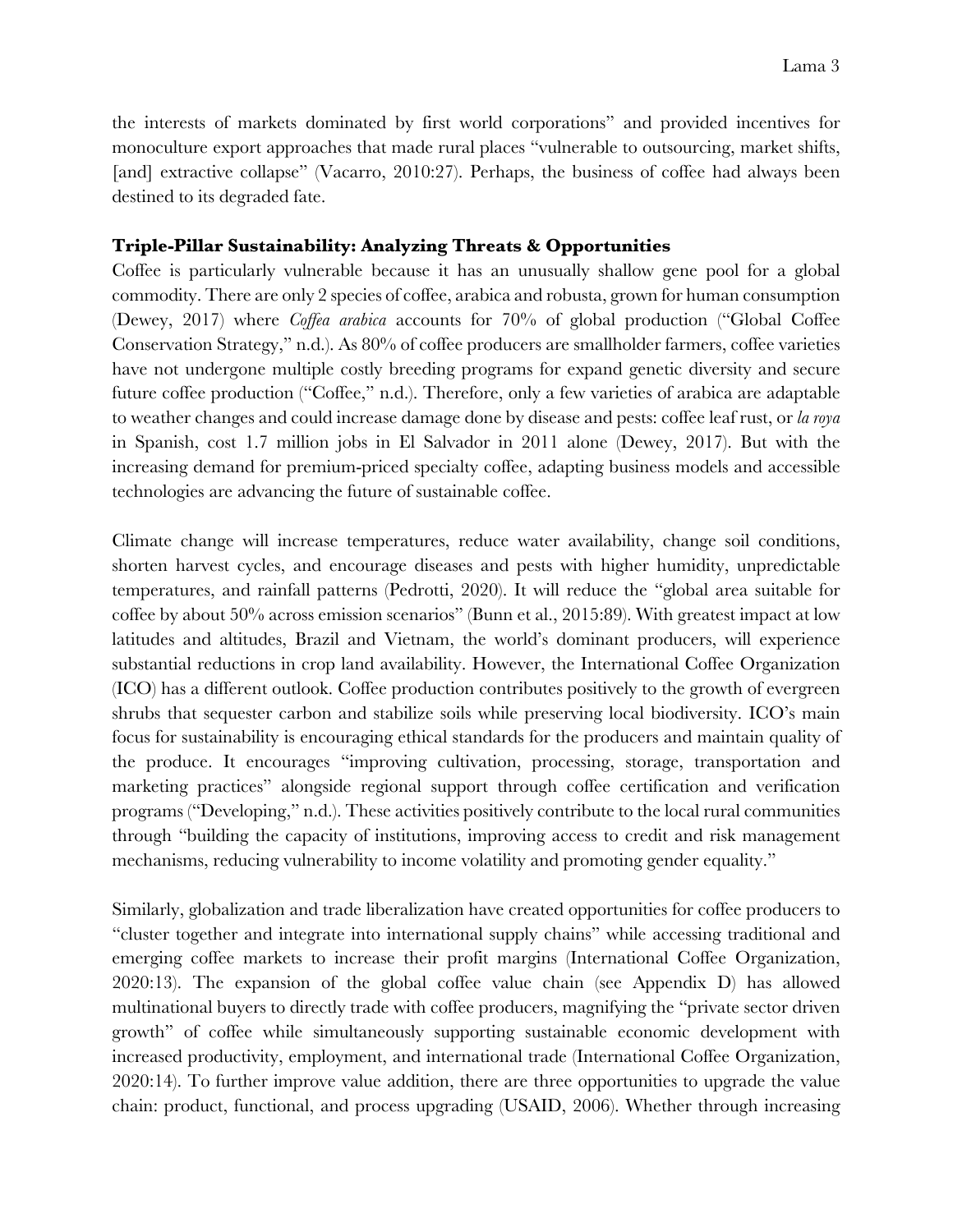the interests of markets dominated by first world corporations" and provided incentives for monoculture export approaches that made rural places "vulnerable to outsourcing, market shifts, [and] extractive collapse" (Vacarro, 2010:27). Perhaps, the business of coffee had always been destined to its degraded fate.

**Triple-Pillar Sustainability: Analyzing Threats & Opportunities**

Coffee is particularly vulnerable because it has an unusually shallow gene pool for a global commodity. There are only 2 species of coffee, arabica and robusta, grown for human consumption (Dewey, 2017) where *Coffea arabica* accounts for 70% of global production ("Global Coffee Conservation Strategy," n.d.). As 80% of coffee producers are smallholder farmers, coffee varieties have not undergone multiple costly breeding programs for expand genetic diversity and secure future coffee production ("Coffee," n.d.). Therefore, only a few varieties of arabica are adaptable to weather changes and could increase damage done by disease and pests: coffee leaf rust, or *la roya* in Spanish, cost 1.7 million jobs in El Salvador in 2011 alone (Dewey, 2017). But with the increasing demand for premium-priced specialty coffee, adapting business models and accessible technologies are advancing the future of sustainable coffee.

Climate change will increase temperatures, reduce water availability, change soil conditions, shorten harvest cycles, and encourage diseases and pests with higher humidity, unpredictable temperatures, and rainfall patterns (Pedrotti, 2020). It will reduce the "global area suitable for coffee by about 50% across emission scenarios" (Bunn et al., 2015:89). With greatest impact at low latitudes and altitudes, Brazil and Vietnam, the world's dominant producers, will experience substantial reductions in crop land availability. However, the International Coffee Organization (ICO) has a different outlook. Coffee production contributes positively to the growth of evergreen shrubs that sequester carbon and stabilize soils while preserving local biodiversity. ICO's main focus for sustainability is encouraging ethical standards for the producers and maintain quality of the produce. It encourages "improving cultivation, processing, storage, transportation and marketing practices" alongside regional support through coffee certification and verification programs ("Developing," n.d.). These activities positively contribute to the local rural communities through "building the capacity of institutions, improving access to credit and risk management mechanisms, reducing vulnerability to income volatility and promoting gender equality."

Similarly, globalization and trade liberalization have created opportunities for coffee producers to "cluster together and integrate into international supply chains" while accessing traditional and emerging coffee markets to increase their profit margins (International Coffee Organization, 2020:13). The expansion of the global coffee value chain (see Appendix D) has allowed multinational buyers to directly trade with coffee producers, magnifying the "private sector driven growth" of coffee while simultaneously supporting sustainable economic development with increased productivity, employment, and international trade (International Coffee Organization, 2020:14). To further improve value addition, there are three opportunities to upgrade the value chain: product, functional, and process upgrading (USAID, 2006). Whether through increasing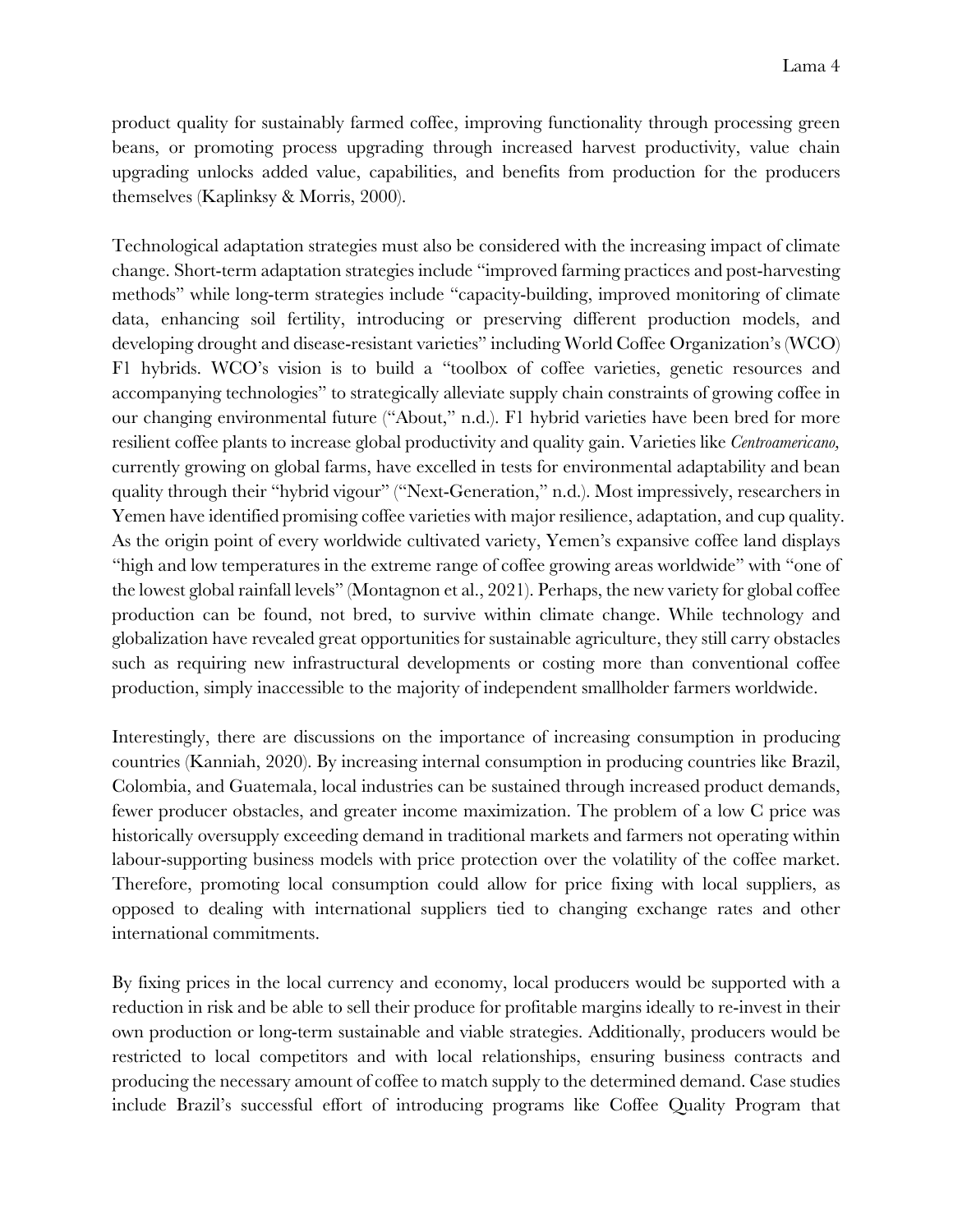product quality for sustainably farmed coffee, improving functionality through processing green beans, or promoting process upgrading through increased harvest productivity, value chain upgrading unlocks added value, capabilities, and benefits from production for the producers themselves (Kaplinksy & Morris, 2000).

Technological adaptation strategies must also be considered with the increasing impact of climate change. Short-term adaptation strategies include "improved farming practices and post-harvesting methods" while long-term strategies include "capacity-building, improved monitoring of climate data, enhancing soil fertility, introducing or preserving different production models, and developing drought and disease-resistant varieties" including World Coffee Organization's (WCO) F1 hybrids. WCO's vision is to build a "toolbox of coffee varieties, genetic resources and accompanying technologies" to strategically alleviate supply chain constraints of growing coffee in our changing environmental future ("About," n.d.). F1 hybrid varieties have been bred for more resilient coffee plants to increase global productivity and quality gain. Varieties like *Centroamericano,* currently growing on global farms, have excelled in tests for environmental adaptability and bean quality through their "hybrid vigour" ("Next-Generation," n.d.). Most impressively, researchers in Yemen have identified promising coffee varieties with major resilience, adaptation, and cup quality. As the origin point of every worldwide cultivated variety, Yemen's expansive coffee land displays "high and low temperatures in the extreme range of coffee growing areas worldwide" with "one of the lowest global rainfall levels" (Montagnon et al., 2021). Perhaps, the new variety for global coffee production can be found, not bred, to survive within climate change. While technology and globalization have revealed great opportunities for sustainable agriculture, they still carry obstacles such as requiring new infrastructural developments or costing more than conventional coffee production, simply inaccessible to the majority of independent smallholder farmers worldwide.

Interestingly, there are discussions on the importance of increasing consumption in producing countries (Kanniah, 2020). By increasing internal consumption in producing countries like Brazil, Colombia, and Guatemala, local industries can be sustained through increased product demands, fewer producer obstacles, and greater income maximization. The problem of a low C price was historically oversupply exceeding demand in traditional markets and farmers not operating within labour-supporting business models with price protection over the volatility of the coffee market. Therefore, promoting local consumption could allow for price fixing with local suppliers, as opposed to dealing with international suppliers tied to changing exchange rates and other international commitments.

By fixing prices in the local currency and economy, local producers would be supported with a reduction in risk and be able to sell their produce for profitable margins ideally to re-invest in their own production or long-term sustainable and viable strategies. Additionally, producers would be restricted to local competitors and with local relationships, ensuring business contracts and producing the necessary amount of coffee to match supply to the determined demand. Case studies include Brazil's successful effort of introducing programs like Coffee Quality Program that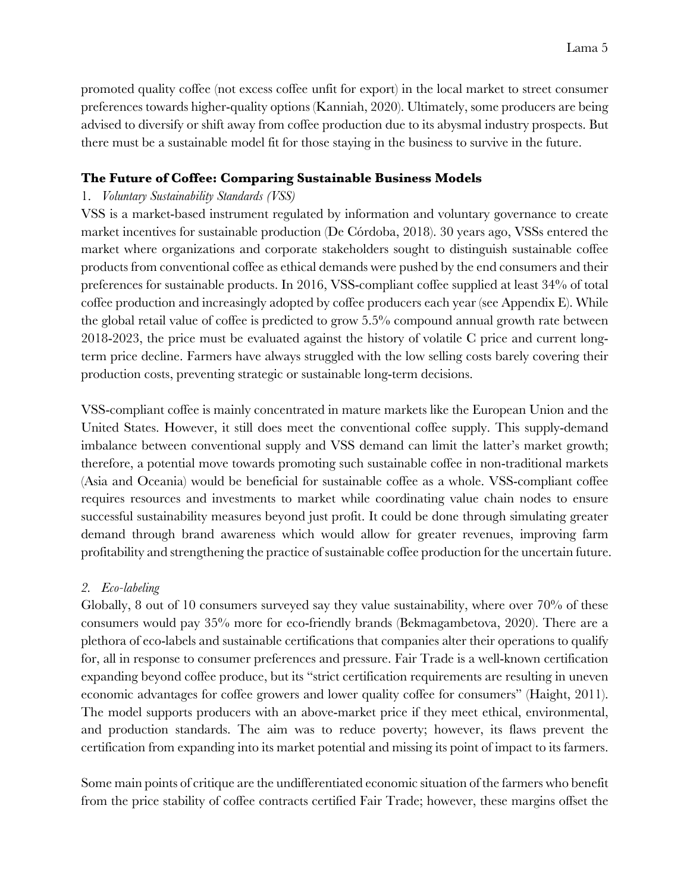promoted quality coffee (not excess coffee unfit for export) in the local market to street consumer preferences towards higher-quality options (Kanniah, 2020). Ultimately, some producers are being advised to diversify or shift away from coffee production due to its abysmal industry prospects. But there must be a sustainable model fit for those staying in the business to survive in the future.

## The Future of Coffee: Comparing Sustainable Business Models

1. *Voluntary Sustainability Standards (VSS)*

VSS is a market-based instrument regulated by information and voluntary governance to create market incentives for sustainable production (De Córdoba, 2018). 30 years ago, VSSs entered the market where organizations and corporate stakeholders sought to distinguish sustainable coffee products from conventional coffee as ethical demands were pushed by the end consumers and their preferences for sustainable products. In 2016, VSS-compliant coffee supplied at least 34% of total coffee production and increasingly adopted by coffee producers each year (see Appendix E). While the global retail value of coffee is predicted to grow 5.5% compound annual growth rate between 2018-2023, the price must be evaluated against the history of volatile C price and current long-term price decline. Farmers have always struggled with the low selling costs barely covering their production costs, preventing strategic or sustainable long-term decisions.

VSS-compliant coffee is mainly concentrated in mature markets like the European Union and the United States. However, it still does meet the conventional coffee supply. This supply-demand imbalance between conventional supply and VSS demand can limit the latter's market growth; therefore, a potential move towards promoting such sustainable coffee in non-traditional markets (Asia and Oceania) would be beneficial for sustainable coffee as a whole. VSS-compliant coffee requires resources and investments to market while coordinating value chain nodes to ensure successful sustainability measures beyond just profit. It could be done through simulating greater demand through brand awareness which would allow for greater revenues, improving farm profitability and strengthening the practice of sustainable coffee production for the uncertain future.

2. *Eco-labeling*

Globally, 8 out of 10 consumers surveyed say they value sustainability, where over 70% of these consumers would pay 35% more for eco-friendly brands (Bekmagambetova, 2020). There are a plethora of eco-labels and sustainable certifications that companies alter their operations to qualify for, all in response to consumer preferences and pressure. Fair Trade is a well-known certification expanding beyond coffee produce, but its "strict certification requirements are resulting in uneven economic advantages for coffee growers and lower quality coffee for consumers" (Haight, 2011). The model supports producers with an above-market price if they meet ethical, environmental, and production standards. The aim was to reduce poverty; however, its flaws prevent the certification from expanding into its market potential and missing its point of impact to its farmers.

Some main points of critique are the undifferentiated economic situation of the farmers who benefit from the price stability of coffee contracts certified Fair Trade; however, these margins offset the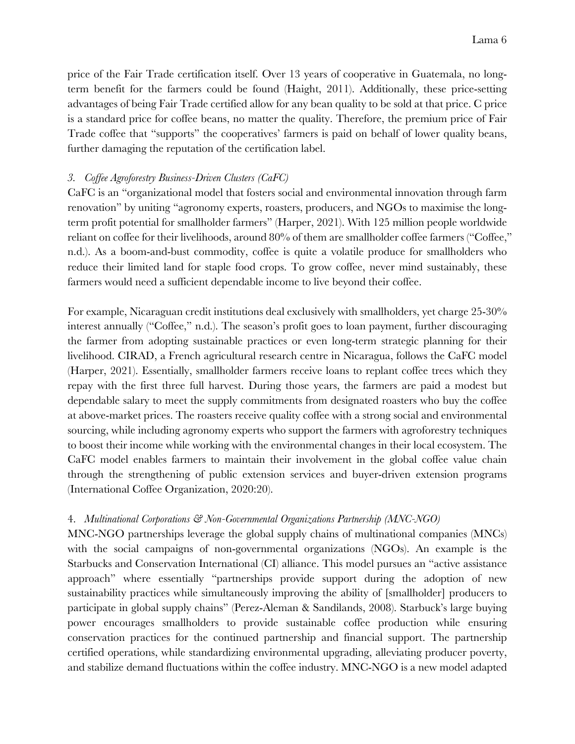price of the Fair Trade certification itself. Over 13 years of cooperative in Guatemala, no long-term benefit for the farmers could be found (Haight, 2011). Additionally, these price-setting advantages of being Fair Trade certified allow for any bean quality to be sold at that price. C price is a standard price for coffee beans, no matter the quality. Therefore, the premium price of Fair Trade coffee that "supports" the cooperatives' farmers is paid on behalf of lower quality beans, further damaging the reputation of the certification label.

### *3. Coffee Agroforestry Business-Driven Clusters (CaFC)*

CaFC is an "organizational model that fosters social and environmental innovation through farm renovation" by uniting "agronomy experts, roasters, producers, and NGOs to maximise the long-term profit potential for smallholder farmers" (Harper, 2021). With 125 million people worldwide reliant on coffee for their livelihoods, around 80% of them are smallholder coffee farmers ("Coffee," n.d.). As a boom-and-bust commodity, coffee is quite a volatile produce for smallholders who reduce their limited land for staple food crops. To grow coffee, never mind sustainably, these farmers would need a sufficient dependable income to live beyond their coffee.

For example, Nicaraguan credit institutions deal exclusively with smallholders, yet charge 25-30% interest annually ("Coffee," n.d.). The season's profit goes to loan payment, further discouraging the farmer from adopting sustainable practices or even long-term strategic planning for their livelihood. CIRAD, a French agricultural research centre in Nicaragua, follows the CaFC model (Harper, 2021). Essentially, smallholder farmers receive loans to replant coffee trees which they repay with the first three full harvest. During those years, the farmers are paid a modest but dependable salary to meet the supply commitments from designated roasters who buy the coffee at above-market prices. The roasters receive quality coffee with a strong social and environmental sourcing, while including agronomy experts who support the farmers with agroforestry techniques to boost their income while working with the environmental changes in their local ecosystem. The CaFC model enables farmers to maintain their involvement in the global coffee value chain through the strengthening of public extension services and buyer-driven extension programs (International Coffee Organization, 2020:20).

### 4. *Multinational Corporations & Non-Governmental Organizations Partnership (MNC-NGO)*

MNC-NGO partnerships leverage the global supply chains of multinational companies (MNCs) with the social campaigns of non-governmental organizations (NGOs). An example is the Starbucks and Conservation International (CI) alliance. This model pursues an "active assistance approach" where essentially "partnerships provide support during the adoption of new sustainability practices while simultaneously improving the ability of [smallholder] producers to participate in global supply chains" (Perez-Aleman & Sandilands, 2008). Starbuck's large buying power encourages smallholders to provide sustainable coffee production while ensuring conservation practices for the continued partnership and financial support. The partnership certified operations, while standardizing environmental upgrading, alleviating producer poverty, and stabilize demand fluctuations within the coffee industry. MNC-NGO is a new model adapted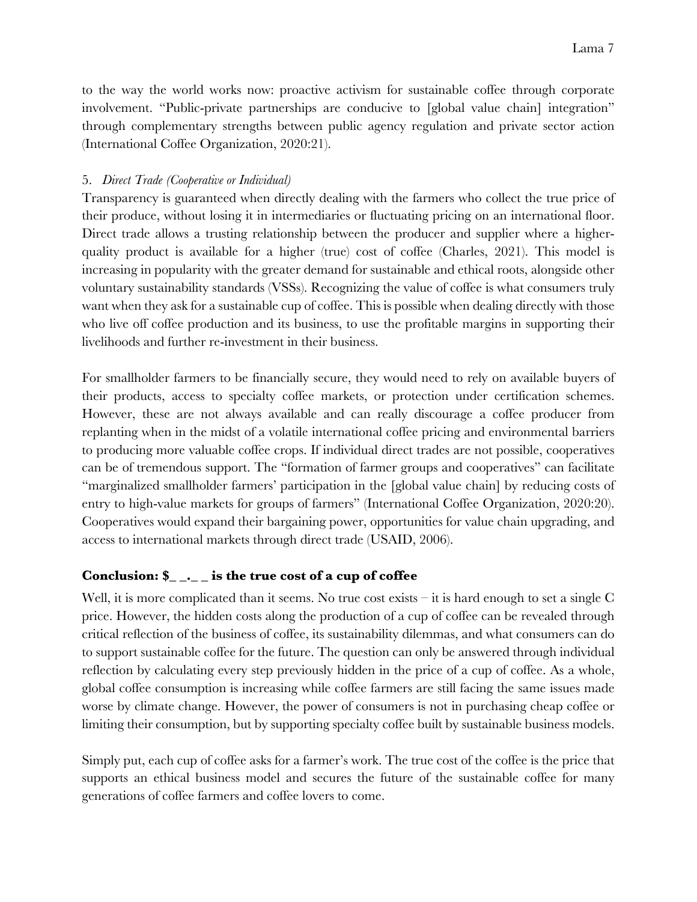to the way the world works now: proactive activism for sustainable coffee through corporate involvement. "Public-private partnerships are conducive to [global value chain] integration" through complementary strengths between public agency regulation and private sector action (International Coffee Organization, 2020:21).

5. *Direct Trade (Cooperative or Individual)*

Transparency is guaranteed when directly dealing with the farmers who collect the true price of their produce, without losing it in intermediaries or fluctuating pricing on an international floor. Direct trade allows a trusting relationship between the producer and supplier where a higher-quality product is available for a higher (true) cost of coffee (Charles, 2021). This model is increasing in popularity with the greater demand for sustainable and ethical roots, alongside other voluntary sustainability standards (VSSs). Recognizing the value of coffee is what consumers truly want when they ask for a sustainable cup of coffee. This is possible when dealing directly with those who live off coffee production and its business, to use the profitable margins in supporting their livelihoods and further re-investment in their business.

For smallholder farmers to be financially secure, they would need to rely on available buyers of their products, access to specialty coffee markets, or protection under certification schemes. However, these are not always available and can really discourage a coffee producer from replanting when in the midst of a volatile international coffee pricing and environmental barriers to producing more valuable coffee crops. If individual direct trades are not possible, cooperatives can be of tremendous support. The "formation of farmer groups and cooperatives" can facilitate "marginalized smallholder farmers' participation in the [global value chain] by reducing costs of entry to high-value markets for groups of farmers" (International Coffee Organization, 2020:20). Cooperatives would expand their bargaining power, opportunities for value chain upgrading, and access to international markets through direct trade (USAID, 2006).

## Conclusion: $_ _._ _ is the true cost of a cup of coffee

Well, it is more complicated than it seems. No true cost exists – it is hard enough to set a single C price. However, the hidden costs along the production of a cup of coffee can be revealed through critical reflection of the business of coffee, its sustainability dilemmas, and what consumers can do to support sustainable coffee for the future. The question can only be answered through individual reflection by calculating every step previously hidden in the price of a cup of coffee. As a whole, global coffee consumption is increasing while coffee farmers are still facing the same issues made worse by climate change. However, the power of consumers is not in purchasing cheap coffee or limiting their consumption, but by supporting specialty coffee built by sustainable business models.

Simply put, each cup of coffee asks for a farmer's work. The true cost of the coffee is the price that supports an ethical business model and secures the future of the sustainable coffee for many generations of coffee farmers and coffee lovers to come.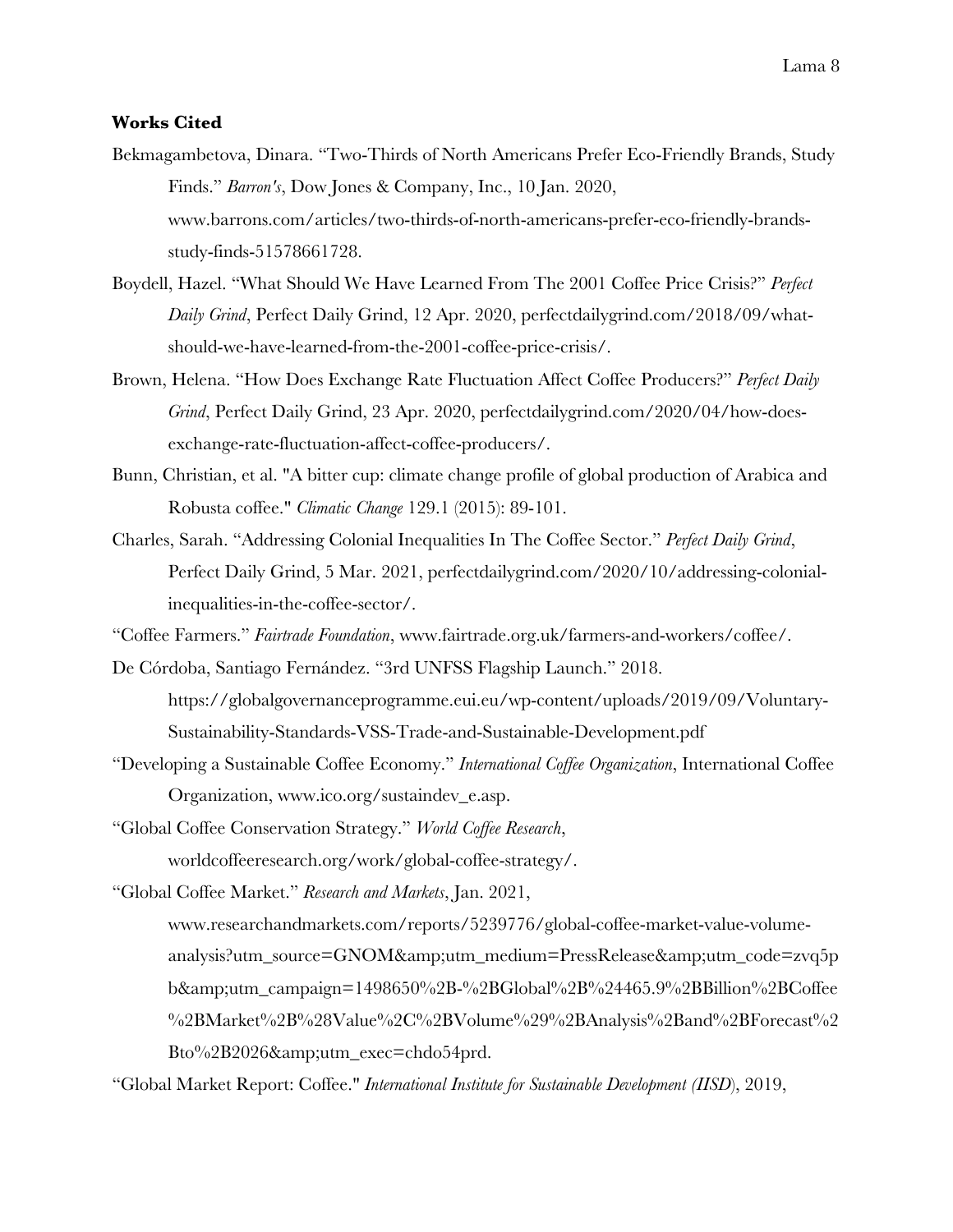**Works Cited**

Bekmagambetova, Dinara. "Two-Thirds of North Americans Prefer Eco-Friendly Brands, Study Finds." *Barron's*, Dow Jones & Company, Inc., 10 Jan. 2020, www.barrons.com/articles/two-thirds-of-north-americans-prefer-eco-friendly-brands-study-finds-51578661728.

Boydell, Hazel. "What Should We Have Learned From The 2001 Coffee Price Crisis?" *Perfect Daily Grind*, Perfect Daily Grind, 12 Apr. 2020, perfectdailygrind.com/2018/09/what-should-we-have-learned-from-the-2001-coffee-price-crisis/.

Brown, Helena. "How Does Exchange Rate Fluctuation Affect Coffee Producers?" *Perfect Daily Grind*, Perfect Daily Grind, 23 Apr. 2020, perfectdailygrind.com/2020/04/how-does-exchange-rate-fluctuation-affect-coffee-producers/.

Bunn, Christian, et al. "A bitter cup: climate change profile of global production of Arabica and Robusta coffee." *Climatic Change* 129.1 (2015): 89-101.

Charles, Sarah. "Addressing Colonial Inequalities In The Coffee Sector." *Perfect Daily Grind*, Perfect Daily Grind, 5 Mar. 2021, perfectdailygrind.com/2020/10/addressing-colonial-inequalities-in-the-coffee-sector/.

"Coffee Farmers." *Fairtrade Foundation*, www.fairtrade.org.uk/farmers-and-workers/coffee/.

De Córdoba, Santiago Fernández. "3rd UNFSS Flagship Launch." 2018. https://globalgovernanceprogramme.eui.eu/wp-content/uploads/2019/09/Voluntary-Sustainability-Standards-VSS-Trade-and-Sustainable-Development.pdf

"Developing a Sustainable Coffee Economy." *International Coffee Organization*, International Coffee Organization, www.ico.org/sustaindev_e.asp.

"Global Coffee Conservation Strategy." *World Coffee Research*, worldcoffeeresearch.org/work/global-coffee-strategy/.

"Global Coffee Market." *Research and Markets*, Jan. 2021, www.researchandmarkets.com/reports/5239776/global-coffee-market-value-volume-analysis?utm_source=GNOM&amp;utm_medium=PressRelease&amp;utm_code=zvq5pb&amp;utm_campaign=1498650%2B-%2BGlobal%2B%24465.9%2BBillion%2BCoffee%2BMarket%2B%28Value%2C%2BVolume%29%2BAnalysis%2Band%2BForecast%2Bto%2B2026&amp;utm_exec=chdo54prd.

"Global Market Report: Coffee." *International Institute for Sustainable Development (IISD)*, 2019,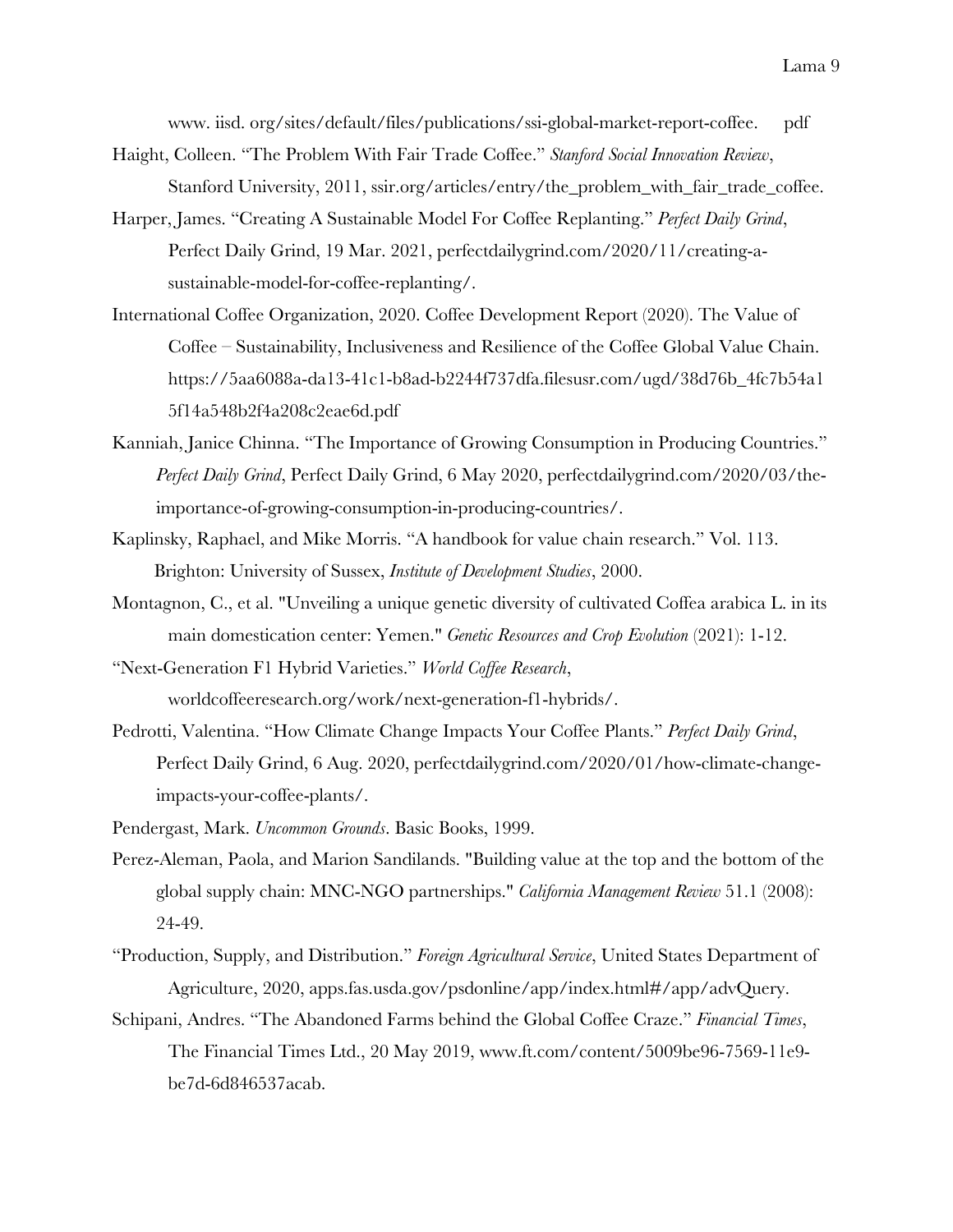www. iisd. org/sites/default/files/publications/ssi-global-market-report-coffee. pdf

Haight, Colleen. "The Problem With Fair Trade Coffee." *Stanford Social Innovation Review*, Stanford University, 2011, ssir.org/articles/entry/the_problem_with_fair_trade_coffee.

Harper, James. "Creating A Sustainable Model For Coffee Replanting." *Perfect Daily Grind*, Perfect Daily Grind, 19 Mar. 2021, perfectdailygrind.com/2020/11/creating-a-sustainable-model-for-coffee-replanting/.

International Coffee Organization, 2020. Coffee Development Report (2020). The Value of Coffee – Sustainability, Inclusiveness and Resilience of the Coffee Global Value Chain. https://5aa6088a-da13-41c1-b8ad-b2244f737dfa.filesusr.com/ugd/38d76b_4fc7b54a15f14a548b2f4a208c2eae6d.pdf

Kanniah, Janice Chinna. "The Importance of Growing Consumption in Producing Countries." *Perfect Daily Grind*, Perfect Daily Grind, 6 May 2020, perfectdailygrind.com/2020/03/the-importance-of-growing-consumption-in-producing-countries/.

Kaplinsky, Raphael, and Mike Morris. "A handbook for value chain research." Vol. 113. Brighton: University of Sussex, *Institute of Development Studies*, 2000.

Montagnon, C., et al. "Unveiling a unique genetic diversity of cultivated Coffea arabica L. in its main domestication center: Yemen." *Genetic Resources and Crop Evolution* (2021): 1-12.

"Next-Generation F1 Hybrid Varieties." *World Coffee Research*, worldcoffeeresearch.org/work/next-generation-f1-hybrids/.

Pedrotti, Valentina. "How Climate Change Impacts Your Coffee Plants." *Perfect Daily Grind*, Perfect Daily Grind, 6 Aug. 2020, perfectdailygrind.com/2020/01/how-climate-change-impacts-your-coffee-plants/.

Pendergast, Mark. *Uncommon Grounds*. Basic Books, 1999.

Perez-Aleman, Paola, and Marion Sandilands. "Building value at the top and the bottom of the global supply chain: MNC-NGO partnerships." *California Management Review* 51.1 (2008): 24-49.

"Production, Supply, and Distribution." *Foreign Agricultural Service*, United States Department of Agriculture, 2020, apps.fas.usda.gov/psdonline/app/index.html#/app/advQuery.

Schipani, Andres. "The Abandoned Farms behind the Global Coffee Craze." *Financial Times*, The Financial Times Ltd., 20 May 2019, www.ft.com/content/5009be96-7569-11e9-be7d-6d846537acab.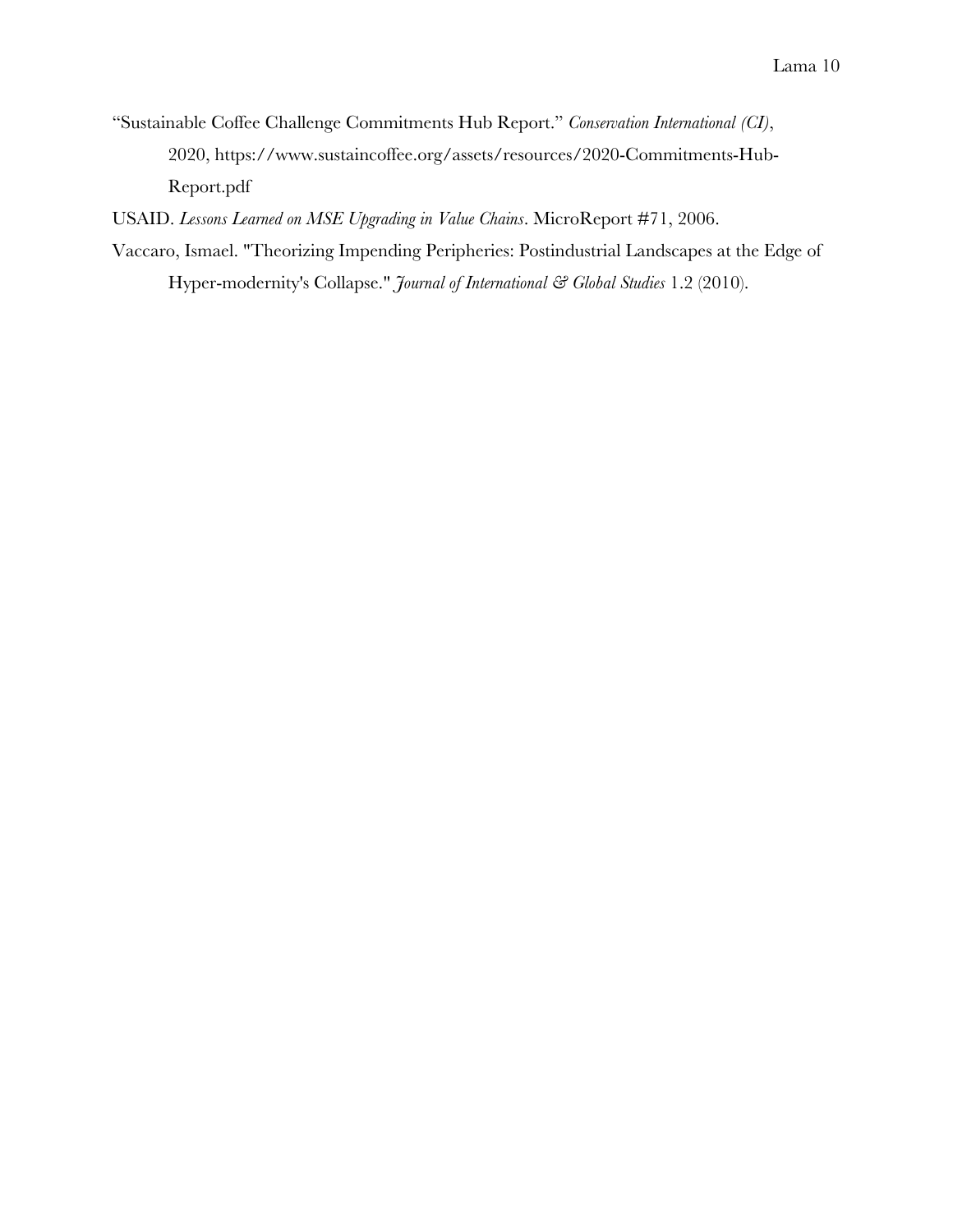"Sustainable Coffee Challenge Commitments Hub Report." *Conservation International (CI)*, 2020, https://www.sustaincoffee.org/assets/resources/2020-Commitments-Hub-Report.pdf

USAID. *Lessons Learned on MSE Upgrading in Value Chains*. MicroReport #71, 2006.

Vaccaro, Ismael. "Theorizing Impending Peripheries: Postindustrial Landscapes at the Edge of Hyper-modernity's Collapse." *Journal of International & Global Studies* 1.2 (2010).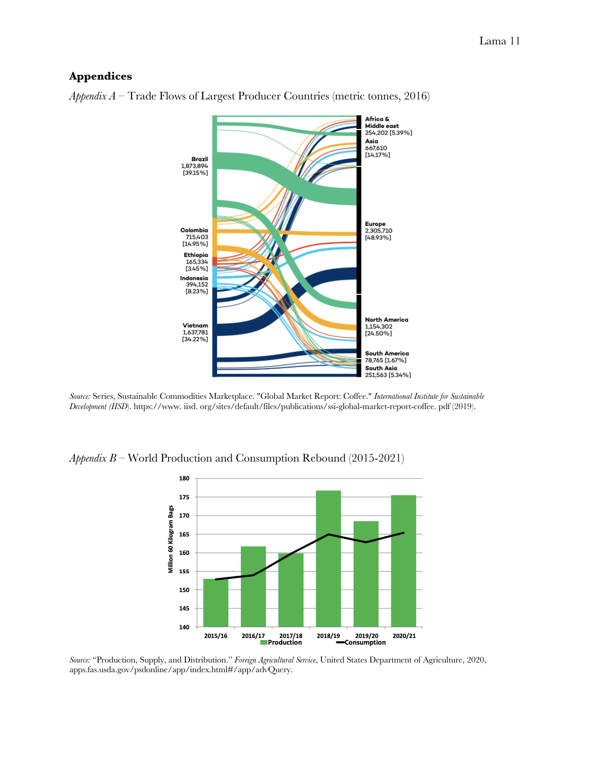## Appendices

*Appendix A* – Trade Flows of Largest Producer Countries (metric tonnes, 2016)

*Source:* Series, Sustainable Commodities Marketplace. "Global Market Report: Coffee." *International Institute for Sustainable Development (IISD)*. https://www. iisd. org/sites/default/files/publications/ssi-global-market-report-coffee. pdf (2019).

*Appendix B* – World Production and Consumption Rebound (2015-2021)

*Source:* "Production, Supply, and Distribution." *Foreign Agricultural Service*, United States Department of Agriculture, 2020, apps.fas.usda.gov/psdonline/app/index.html#/app/advQuery.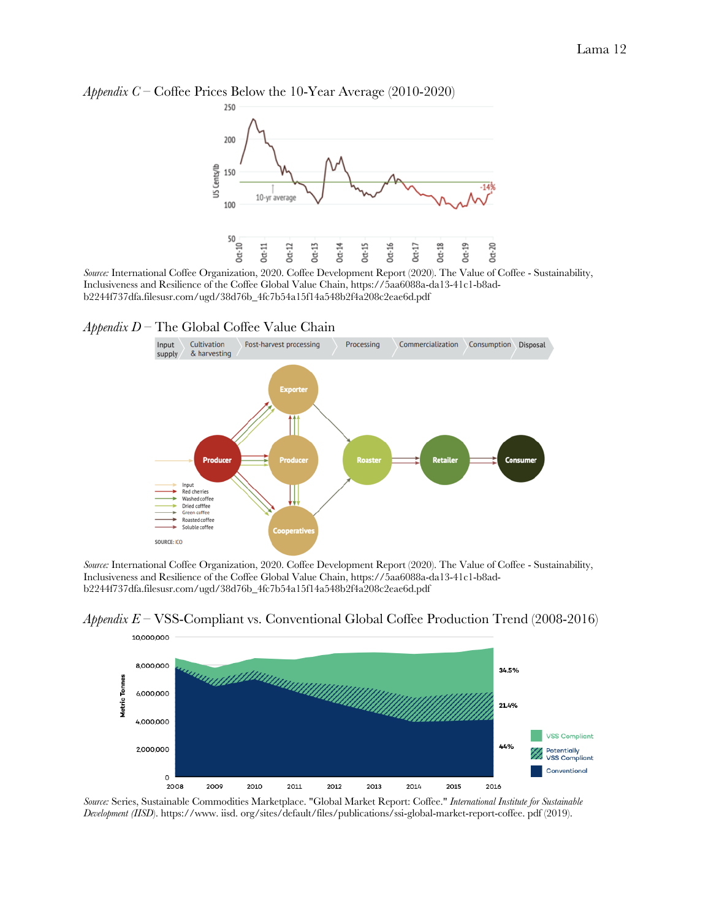*Appendix C* – Coffee Prices Below the 10-Year Average (2010-2020)

250
200
150
100
50
US Cents/lb
10-yr average
-14%
Oct-10 Oct-11 Oct-12 Oct-13 Oct-14 Oct-15 Oct-16 Oct-17 Oct-18 Oct-19 Oct-20

*Source:* International Coffee Organization, 2020. Coffee Development Report (2020). The Value of Coffee - Sustainability, Inclusiveness and Resilience of the Coffee Global Value Chain, https://5aa6088a-da13-41c1-b8ad-b2244f737dfa.filesusr.com/ugd/38d76b_4fc7b54a15f14a548b2f4a208c2eae6d.pdf

*Appendix D* – The Global Coffee Value Chain

Input supply
Cultivation & harvesting
Post-harvest processing
Processing
Commercialization
Consumption
Disposal

Exporter
Producer
Producer
Roaster
Retailer
Consumer
Cooperatives

Input
Red cherries
Washed coffee
Dried cofffee
Green coffee
Roasted coffee
Soluble coffee

SOURCE: ICO

*Source:* International Coffee Organization, 2020. Coffee Development Report (2020). The Value of Coffee - Sustainability, Inclusiveness and Resilience of the Coffee Global Value Chain, https://5aa6088a-da13-41c1-b8ad-b2244f737dfa.filesusr.com/ugd/38d76b_4fc7b54a15f14a548b2f4a208c2eae6d.pdf

*Appendix E* – VSS-Compliant vs. Conventional Global Coffee Production Trend (2008-2016)

10,000,000
8,000,000
6,000,000
4,000,000
2,000,000
0
Metric Tonnes
2008 2009 2010 2011 2012 2013 2014 2015 2016
34.5%
21.4%
44%
VSS Compliant
Potentially VSS Compliant
Conventional

*Source:* Series, Sustainable Commodities Marketplace. "Global Market Report: Coffee." *International Institute for Sustainable Development (IISD)*. https://www. iisd. org/sites/default/files/publications/ssi-global-market-report-coffee. pdf (2019).